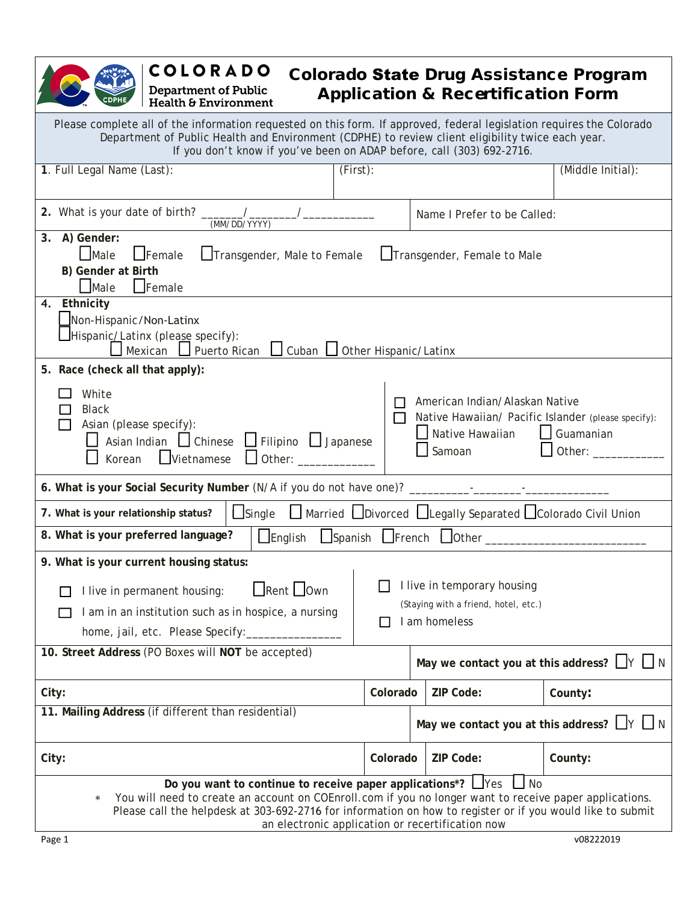**COLORADO**
**Department of Public Health & Environment**

# Colorado State Drug Assistance Program Application & Recertification Form

Please complete all of the information requested on this form. If approved, federal legislation requires the Colorado Department of Public Health and Environment (CDPHE) to review client eligibility twice each year. If you don't know if you've been on ADAP before, call (303) 692-2716.

**1**. Full Legal Name (Last): (First): (Middle Initial):

**2.** What is your date of birth? _______/________/____________ (MM/DD/YYYY)

Name I Prefer to be Called:

**3. A) Gender:**
☐ Male ☐ Female ☐ Transgender, Male to Female ☐ Transgender, Female to Male

**B) Gender at Birth**
☐ Male ☐ Female

**4. Ethnicity**
☐ Non-Hispanic/Non-Latinx
☐ Hispanic/Latinx (please specify):
☐ Mexican ☐ Puerto Rican ☐ Cuban ☐ Other Hispanic/Latinx

**5. Race (check all that apply):**
☐ White
☐ Black
☐ Asian (please specify):
☐ Asian Indian ☐ Chinese ☐ Filipino ☐ Japanese
☐ Korean ☐ Vietnamese ☐ Other: ____________
☐ American Indian/Alaskan Native
☐ Native Hawaiian/ Pacific Islander (please specify):
☐ Native Hawaiian ☐ Guamanian
☐ Samoan ☐ Other: ___________

**6. What is your Social Security Number** (N/A if you do not have one)? __________-________-______________

**7. What is your relationship status?** ☐ Single ☐ Married ☐ Divorced ☐ Legally Separated ☐ Colorado Civil Union

**8. What is your preferred language?** ☐ English ☐ Spanish ☐ French ☐ Other __________________________

**9. What is your current housing status:**
☐ I live in permanent housing: ☐ Rent ☐ Own
☐ I am in an institution such as in hospice, a nursing home, jail, etc. Please Specify:_______________
☐ I live in temporary housing (Staying with a friend, hotel, etc.)
☐ I am homeless

**10. Street Address** (PO Boxes will **NOT** be accepted)

**May we contact you at this address?** ☐ Y ☐ N

| **City:** | **Colorado** | **ZIP Code:** | **County:** |
|---|---|---|---|

**11. Mailing Address** (if different than residential)

**May we contact you at this address?** ☐ Y ☐ N

| **City:** | **Colorado** | **ZIP Code:** | **County:** |
|---|---|---|---|

**Do you want to continue to receive paper applications*?** ☐ Yes ☐ No

* You will need to create an account on COEnroll.com if you no longer want to receive paper applications. Please call the helpdesk at 303-692-2716 for information on how to register or if you would like to submit an electronic application or recertification now

v08222019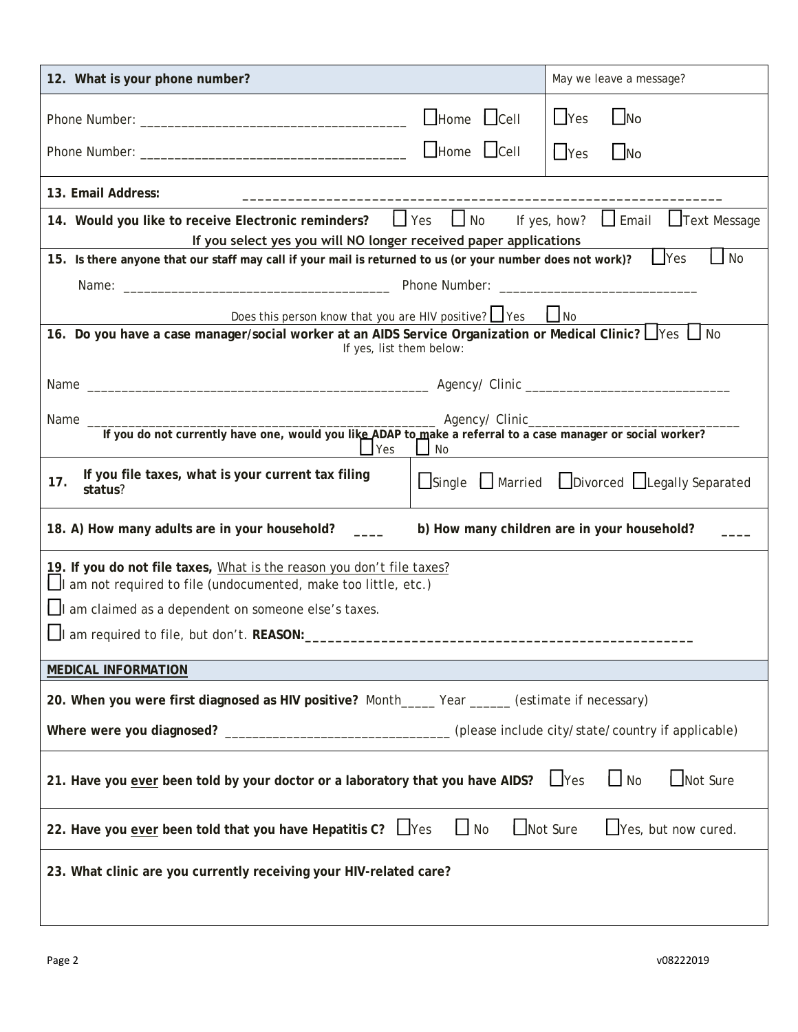| 12. What is your phone number? | | May we leave a message? |
|---|---|---|
| Phone Number: ______________________________________ | ☐Home ☐Cell | ☐Yes ☐No |
| Phone Number: ______________________________________ | ☐Home ☐Cell | ☐Yes ☐No |

**13. Email Address:** ________________________________________________________________

**14. Would you like to receive Electronic reminders?** ☐ Yes ☐ No If yes, how? ☐ Email ☐Text Message

If you select yes you will NO longer received paper applications

**15. Is there anyone that our staff may call if your mail is returned to us (or your number does not work)?** ☐Yes ☐ No

Name: ______________________________________ Phone Number: ____________________________

Does this person know that you are HIV positive? ☐ Yes ☐ No

**16. Do you have a case manager/social worker at an AIDS Service Organization or Medical Clinic?** ☐Yes ☐ No

If yes, list them below:

Name ________________________________________________ Agency/ Clinic ______________________________

Name __________________________________________________ Agency/ Clinic______________________________

**If you do not currently have one, would you like ADAP to make a referral to a case manager or social worker?**

☐ Yes ☐ No

| 17. If you file taxes, what is your current tax filing status? | ☐Single ☐ Married ☐Divorced ☐Legally Separated |
|---|---|

**18. A) How many adults are in your household?** ____ **b) How many children are in your household?** ____

**19. If you do not file taxes,** What is the reason you don't file taxes?

☐I am not required to file (undocumented, make too little, etc.)

☐I am claimed as a dependent on someone else's taxes.

☐I am required to file, but don't. **REASON:**_____________________________________________________

**MEDICAL INFORMATION**

**20. When you were first diagnosed as HIV positive?** Month_____ Year ______ (estimate if necessary)

**Where were you diagnosed?** ________________________________ (please include city/state/country if applicable)

**21. Have you ever been told by your doctor or a laboratory that you have AIDS?** ☐Yes ☐ No ☐Not Sure

**22. Have you ever been told that you have Hepatitis C?** ☐Yes ☐ No ☐Not Sure ☐Yes, but now cured.

**23. What clinic are you currently receiving your HIV-related care?**

v08222019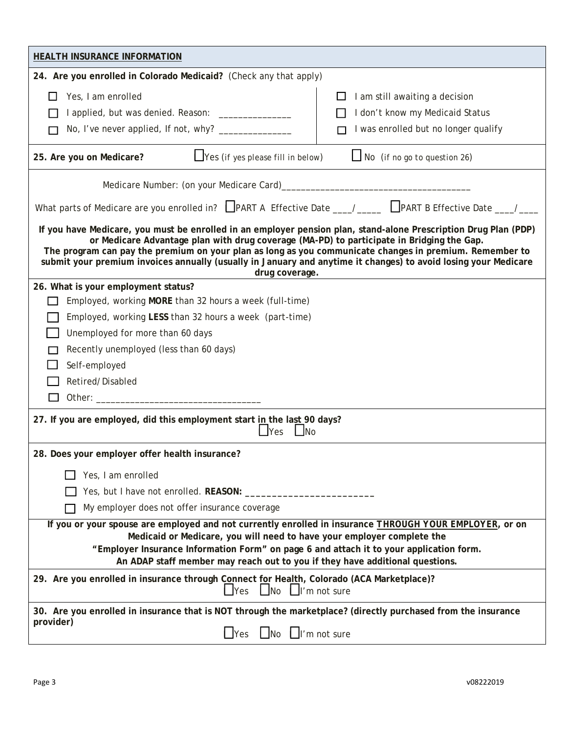## HEALTH INSURANCE INFORMATION

**24. Are you enrolled in Colorado Medicaid?** (Check any that apply)

- ☐ Yes, I am enrolled
- ☐ I applied, but was denied. Reason: _______________
- ☐ No, I've never applied, If not, why? _______________
- ☐ I am still awaiting a decision
- ☐ I don't know my Medicaid Status
- ☐ I was enrolled but no longer qualify

**25. Are you on Medicare?** ☐ Yes (if yes please fill in below) ☐ No (if no go to question 26)

Medicare Number: (on your Medicare Card)______________________________________

What parts of Medicare are you enrolled in? ☐ PART A Effective Date ____/_____ ☐ PART B Effective Date ____/____

**If you have Medicare, you must be enrolled in an employer pension plan, stand-alone Prescription Drug Plan (PDP) or Medicare Advantage plan with drug coverage (MA-PD) to participate in Bridging the Gap. The program can pay the premium on your plan as long as you communicate changes in premium. Remember to submit your premium invoices annually (usually in January and anytime it changes) to avoid losing your Medicare drug coverage.**

**26. What is your employment status?**

- ☐ Employed, working **MORE** than 32 hours a week (full-time)
- ☐ Employed, working **LESS** than 32 hours a week (part-time)
- ☐ Unemployed for more than 60 days
- ☐ Recently unemployed (less than 60 days)
- ☐ Self-employed
- ☐ Retired/Disabled
- ☐ Other: _________________________________

**27. If you are employed, did this employment start in the last 90 days?**

☐ Yes ☐ No

**28. Does your employer offer health insurance?**

- ☐ Yes, I am enrolled
- ☐ Yes, but I have not enrolled. **REASON: ________________________**
- ☐ My employer does not offer insurance coverage

**If you or your spouse are employed and not currently enrolled in insurance <u>THROUGH YOUR EMPLOYER</u>, or on Medicaid or Medicare, you will need to have your employer complete the "Employer Insurance Information Form" on page 6 and attach it to your application form. An ADAP staff member may reach out to you if they have additional questions.**

**29. Are you enrolled in insurance through Connect for Health, Colorado (ACA Marketplace)?**

☐ Yes ☐ No ☐ I'm not sure

**30. Are you enrolled in insurance that is NOT through the marketplace? (directly purchased from the insurance provider)**

☐ Yes ☐ No ☐ I'm not sure

v08222019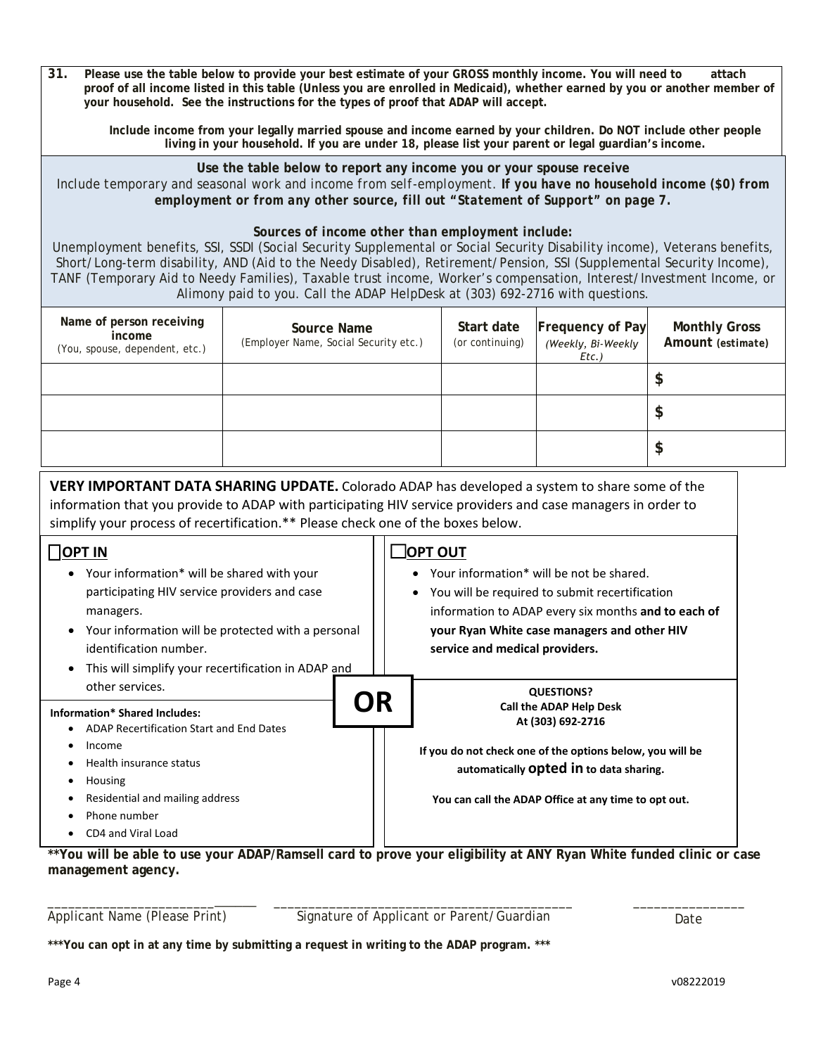**31. Please use the table below to provide your best estimate of your GROSS monthly income. You will need to attach proof of all income listed in this table (Unless you are enrolled in Medicaid), whether earned by you or another member of your household. See the instructions for the types of proof that ADAP will accept.**

**Include income from your legally married spouse and income earned by your children. Do NOT include other people living in your household. If you are under 18, please list your parent or legal guardian's income.**

**Use the table below to report any income you or your spouse receive**

Include temporary and seasonal work and income from self-employment. ***If you have no household income ($0) from employment or from any other source, fill out "Statement of Support" on page 7.***

***Sources of income other than employment include:***

Unemployment benefits, SSI, SSDI (Social Security Supplemental or Social Security Disability income), Veterans benefits, Short/Long-term disability, AND (Aid to the Needy Disabled), Retirement/Pension, SSI (Supplemental Security Income), TANF (Temporary Aid to Needy Families), Taxable trust income, Worker's compensation, Interest/Investment Income, or Alimony paid to you. Call the ADAP HelpDesk at (303) 692-2716 with questions.

| Name of person receiving income (You, spouse, dependent, etc.) | Source Name (Employer Name, Social Security etc.) | Start date (or continuing) | Frequency of Pay (Weekly, Bi-Weekly Etc.) | Monthly Gross Amount (estimate) |
|---|---|---|---|---|
| | | | | $ |
| | | | | $ |
| | | | | $ |

**VERY IMPORTANT DATA SHARING UPDATE.** Colorado ADAP has developed a system to share some of the information that you provide to ADAP with participating HIV service providers and case managers in order to simplify your process of recertification.** Please check one of the boxes below.

☐ **OPT IN**

- Your information* will be shared with your participating HIV service providers and case managers.
- Your information will be protected with a personal identification number.
- This will simplify your recertification in ADAP and other services.

**Information* Shared Includes:**

- ADAP Recertification Start and End Dates
- Income
- Health insurance status
- Housing
- Residential and mailing address
- Phone number
- CD4 and Viral Load

**OR**

☐ **OPT OUT**

- Your information* will be not be shared.
- You will be required to submit recertification information to ADAP every six months **and to each of your Ryan White case managers and other HIV service and medical providers.**

**QUESTIONS?**
**Call the ADAP Help Desk**
**At (303) 692-2716**

**If you do not check one of the options below, you will be automatically opted in to data sharing.**

**You can call the ADAP Office at any time to opt out.**

****You will be able to use your ADAP/Ramsell card to prove your eligibility at ANY Ryan White funded clinic or case management agency.**

_____________________________ Applicant Name (Please Print)

__________________________________________ Signature of Applicant or Parent/Guardian

________________ Date

*****You can opt in at any time by submitting a request in writing to the ADAP program. *****

v08222019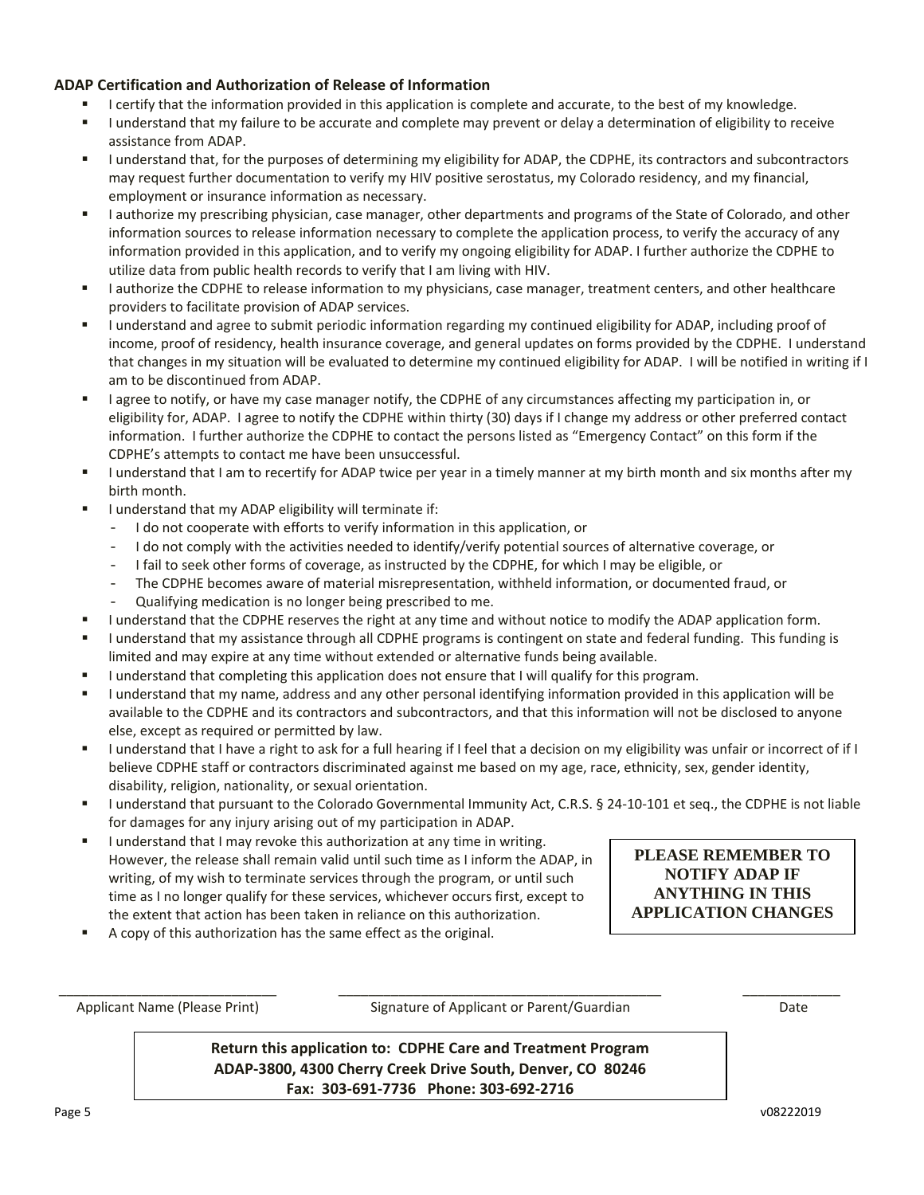### ADAP Certification and Authorization of Release of Information

- I certify that the information provided in this application is complete and accurate, to the best of my knowledge.
- I understand that my failure to be accurate and complete may prevent or delay a determination of eligibility to receive assistance from ADAP.
- I understand that, for the purposes of determining my eligibility for ADAP, the CDPHE, its contractors and subcontractors may request further documentation to verify my HIV positive serostatus, my Colorado residency, and my financial, employment or insurance information as necessary.
- I authorize my prescribing physician, case manager, other departments and programs of the State of Colorado, and other information sources to release information necessary to complete the application process, to verify the accuracy of any information provided in this application, and to verify my ongoing eligibility for ADAP. I further authorize the CDPHE to utilize data from public health records to verify that I am living with HIV.
- I authorize the CDPHE to release information to my physicians, case manager, treatment centers, and other healthcare providers to facilitate provision of ADAP services.
- I understand and agree to submit periodic information regarding my continued eligibility for ADAP, including proof of income, proof of residency, health insurance coverage, and general updates on forms provided by the CDPHE. I understand that changes in my situation will be evaluated to determine my continued eligibility for ADAP. I will be notified in writing if I am to be discontinued from ADAP.
- I agree to notify, or have my case manager notify, the CDPHE of any circumstances affecting my participation in, or eligibility for, ADAP. I agree to notify the CDPHE within thirty (30) days if I change my address or other preferred contact information. I further authorize the CDPHE to contact the persons listed as "Emergency Contact" on this form if the CDPHE's attempts to contact me have been unsuccessful.
- I understand that I am to recertify for ADAP twice per year in a timely manner at my birth month and six months after my birth month.
- I understand that my ADAP eligibility will terminate if:
  - I do not cooperate with efforts to verify information in this application, or
  - I do not comply with the activities needed to identify/verify potential sources of alternative coverage, or
  - I fail to seek other forms of coverage, as instructed by the CDPHE, for which I may be eligible, or
  - The CDPHE becomes aware of material misrepresentation, withheld information, or documented fraud, or
  - Qualifying medication is no longer being prescribed to me.
- I understand that the CDPHE reserves the right at any time and without notice to modify the ADAP application form.
- I understand that my assistance through all CDPHE programs is contingent on state and federal funding. This funding is limited and may expire at any time without extended or alternative funds being available.
- I understand that completing this application does not ensure that I will qualify for this program.
- I understand that my name, address and any other personal identifying information provided in this application will be available to the CDPHE and its contractors and subcontractors, and that this information will not be disclosed to anyone else, except as required or permitted by law.
- I understand that I have a right to ask for a full hearing if I feel that a decision on my eligibility was unfair or incorrect of if I believe CDPHE staff or contractors discriminated against me based on my age, race, ethnicity, sex, gender identity, disability, religion, nationality, or sexual orientation.
- I understand that pursuant to the Colorado Governmental Immunity Act, C.R.S. § 24-10-101 et seq., the CDPHE is not liable for damages for any injury arising out of my participation in ADAP.
- I understand that I may revoke this authorization at any time in writing. However, the release shall remain valid until such time as I inform the ADAP, in writing, of my wish to terminate services through the program, or until such time as I no longer qualify for these services, whichever occurs first, except to the extent that action has been taken in reliance on this authorization.
- A copy of this authorization has the same effect as the original.

**PLEASE REMEMBER TO NOTIFY ADAP IF ANYTHING IN THIS APPLICATION CHANGES**

| _____________________________ | _____________________________ | _____________ |
|---|---|---|
| Applicant Name (Please Print) | Signature of Applicant or Parent/Guardian | Date |

**Return this application to: CDPHE Care and Treatment Program**
**ADAP-3800, 4300 Cherry Creek Drive South, Denver, CO 80246**
**Fax: 303-691-7736 Phone: 303-692-2716**

v08222019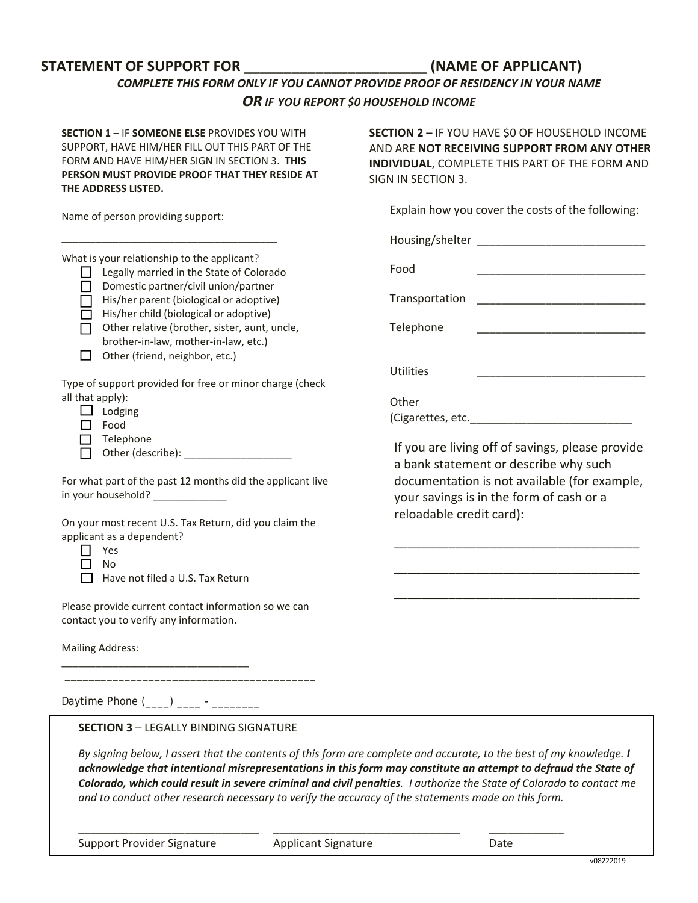# STATEMENT OF SUPPORT FOR _______________________ (NAME OF APPLICANT)

***COMPLETE THIS FORM ONLY IF YOU CANNOT PROVIDE PROOF OF RESIDENCY IN YOUR NAME***

***OR IF YOU REPORT $0 HOUSEHOLD INCOME***

**SECTION 1** – IF **SOMEONE ELSE** PROVIDES YOU WITH SUPPORT, HAVE HIM/HER FILL OUT THIS PART OF THE FORM AND HAVE HIM/HER SIGN IN SECTION 3. **THIS PERSON MUST PROVIDE PROOF THAT THEY RESIDE AT THE ADDRESS LISTED.**

Name of person providing support:

_______________________________________

What is your relationship to the applicant?

- ☐ Legally married in the State of Colorado
- ☐ Domestic partner/civil union/partner
- ☐ His/her parent (biological or adoptive)
- ☐ His/her child (biological or adoptive)
- ☐ Other relative (brother, sister, aunt, uncle, brother-in-law, mother-in-law, etc.)
- ☐ Other (friend, neighbor, etc.)

Type of support provided for free or minor charge (check all that apply):

- ☐ Lodging
- ☐ Food
- ☐ Telephone
- ☐ Other (describe): ___________________

For what part of the past 12 months did the applicant live in your household? _____________

On your most recent U.S. Tax Return, did you claim the applicant as a dependent?

- ☐ Yes
- ☐ No
- ☐ Have not filed a U.S. Tax Return

Please provide current contact information so we can contact you to verify any information.

Mailing Address:

________________________________

__________________________________________

Daytime Phone (____) ____ - ________

**SECTION 2** – IF YOU HAVE $0 OF HOUSEHOLD INCOME AND ARE **NOT RECEIVING SUPPORT FROM ANY OTHER INDIVIDUAL**, COMPLETE THIS PART OF THE FORM AND SIGN IN SECTION 3.

Explain how you cover the costs of the following:

Housing/shelter ___________________________

Food ___________________________

Transportation ___________________________

Telephone ___________________________

Utilities ___________________________

Other (Cigarettes, etc.___________________________

If you are living off of savings, please provide a bank statement or describe why such documentation is not available (for example, your savings is in the form of cash or a reloadable credit card):

_______________________________________

_______________________________________

_______________________________________

**SECTION 3** – LEGALLY BINDING SIGNATURE

*By signing below, I assert that the contents of this form are complete and accurate, to the best of my knowledge.* ***I acknowledge that intentional misrepresentations in this form may constitute an attempt to defraud the State of Colorado, which could result in severe criminal and civil penalties****. I authorize the State of Colorado to contact me and to conduct other research necessary to verify the accuracy of the statements made on this form.*

_____________________________ _____________________________ ____________

Support Provider Signature | Applicant Signature | Date

v08222019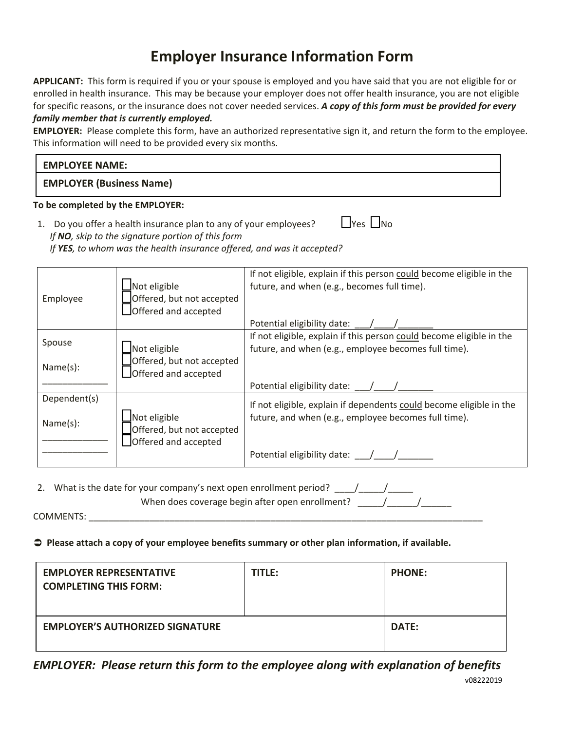# Employer Insurance Information Form

**APPLICANT:** This form is required if you or your spouse is employed and you have said that you are not eligible for or enrolled in health insurance. This may be because your employer does not offer health insurance, you are not eligible for specific reasons, or the insurance does not cover needed services. ***A copy of this form must be provided for every family member that is currently employed.***

**EMPLOYER:** Please complete this form, have an authorized representative sign it, and return the form to the employee. This information will need to be provided every six months.

| | |
|---|---|
| **EMPLOYEE NAME:** | |
| **EMPLOYER (Business Name)** | |

**To be completed by the EMPLOYER:**

1. Do you offer a health insurance plan to any of your employees? ☐Yes ☐No
   *If **NO**, skip to the signature portion of this form*
   *If **YES**, to whom was the health insurance offered, and was it accepted?*

| | | |
|---|---|---|
| Employee | ☐Not eligible<br>☐Offered, but not accepted<br>☐Offered and accepted | If not eligible, explain if this person could become eligible in the future, and when (e.g., becomes full time).<br><br>Potential eligibility date: ___/____/_______ |
| Spouse<br><br>Name(s):<br>_____________ | ☐Not eligible<br>☐Offered, but not accepted<br>☐Offered and accepted | If not eligible, explain if this person could become eligible in the future, and when (e.g., employee becomes full time).<br><br>Potential eligibility date: ___/____/_______ |
| Dependent(s)<br><br>Name(s):<br>_____________<br>_____________ | ☐Not eligible<br>☐Offered, but not accepted<br>☐Offered and accepted | If not eligible, explain if dependents could become eligible in the future, and when (e.g., employee becomes full time).<br><br>Potential eligibility date: ___/____/_______ |

2. What is the date for your company's next open enrollment period? ____/_____/_____
   When does coverage begin after open enrollment? _____/______/______

COMMENTS: ___________________________________________________________________________________

➲ **Please attach a copy of your employee benefits summary or other plan information, if available.**

| | | |
|---|---|---|
| **EMPLOYER REPRESENTATIVE COMPLETING THIS FORM:** | **TITLE:** | **PHONE:** |
| **EMPLOYER'S AUTHORIZED SIGNATURE** | | **DATE:** |

***EMPLOYER: Please return this form to the employee along with explanation of benefits***

v08222019